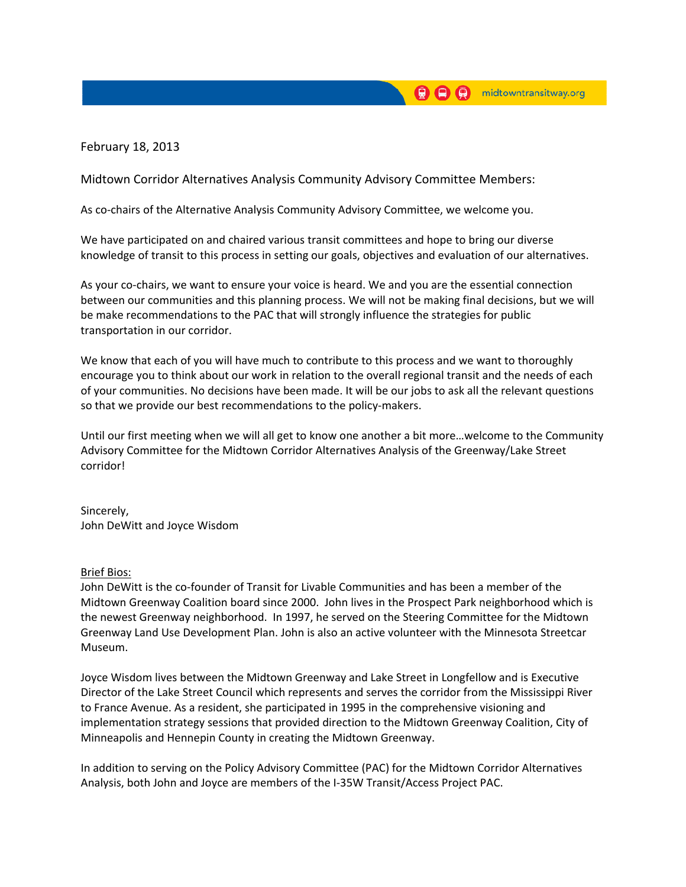midtowntransitway.org

February 18, 2013

Midtown Corridor Alternatives Analysis Community Advisory Committee Members:

As co-chairs of the Alternative Analysis Community Advisory Committee, we welcome you.

We have participated on and chaired various transit committees and hope to bring our diverse knowledge of transit to this process in setting our goals, objectives and evaluation of our alternatives.

As your co-chairs, we want to ensure your voice is heard. We and you are the essential connection between our communities and this planning process. We will not be making final decisions, but we will be make recommendations to the PAC that will strongly influence the strategies for public transportation in our corridor.

We know that each of you will have much to contribute to this process and we want to thoroughly encourage you to think about our work in relation to the overall regional transit and the needs of each of your communities. No decisions have been made. It will be our jobs to ask all the relevant questions so that we provide our best recommendations to the policy-makers.

Until our first meeting when we will all get to know one another a bit more…welcome to the Community Advisory Committee for the Midtown Corridor Alternatives Analysis of the Greenway/Lake Street corridor!

Sincerely,
John DeWitt and Joyce Wisdom

Brief Bios:

John DeWitt is the co-founder of Transit for Livable Communities and has been a member of the Midtown Greenway Coalition board since 2000. John lives in the Prospect Park neighborhood which is the newest Greenway neighborhood. In 1997, he served on the Steering Committee for the Midtown Greenway Land Use Development Plan. John is also an active volunteer with the Minnesota Streetcar Museum.

Joyce Wisdom lives between the Midtown Greenway and Lake Street in Longfellow and is Executive Director of the Lake Street Council which represents and serves the corridor from the Mississippi River to France Avenue. As a resident, she participated in 1995 in the comprehensive visioning and implementation strategy sessions that provided direction to the Midtown Greenway Coalition, City of Minneapolis and Hennepin County in creating the Midtown Greenway.

In addition to serving on the Policy Advisory Committee (PAC) for the Midtown Corridor Alternatives Analysis, both John and Joyce are members of the I-35W Transit/Access Project PAC.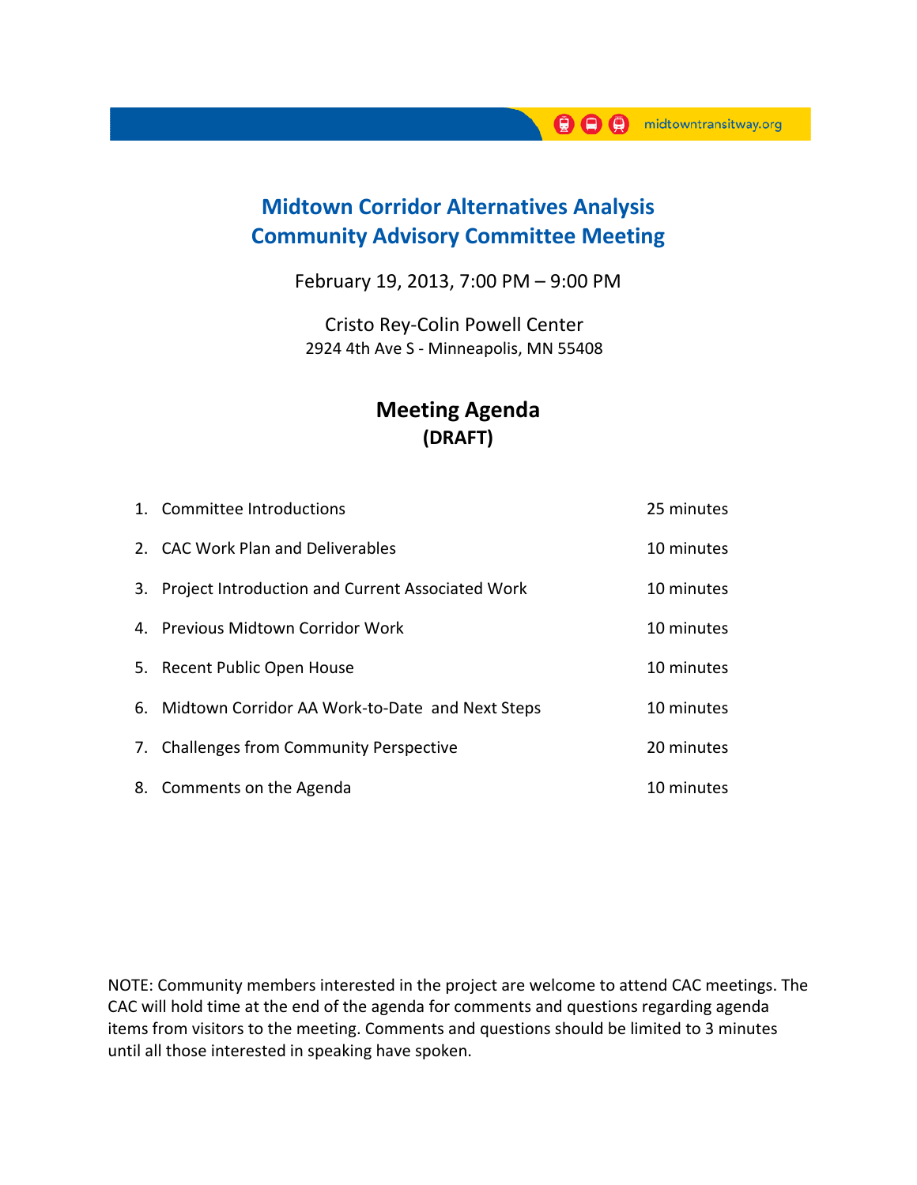midtowntransitway.org

# Midtown Corridor Alternatives Analysis
# Community Advisory Committee Meeting

February 19, 2013, 7:00 PM – 9:00 PM

Cristo Rey-Colin Powell Center
2924 4th Ave S - Minneapolis, MN 55408

## Meeting Agenda
**(DRAFT)**

| | | |
|---|---|---|
| 1. | Committee Introductions | 25 minutes |
| 2. | CAC Work Plan and Deliverables | 10 minutes |
| 3. | Project Introduction and Current Associated Work | 10 minutes |
| 4. | Previous Midtown Corridor Work | 10 minutes |
| 5. | Recent Public Open House | 10 minutes |
| 6. | Midtown Corridor AA Work-to-Date and Next Steps | 10 minutes |
| 7. | Challenges from Community Perspective | 20 minutes |
| 8. | Comments on the Agenda | 10 minutes |

NOTE: Community members interested in the project are welcome to attend CAC meetings. The CAC will hold time at the end of the agenda for comments and questions regarding agenda items from visitors to the meeting. Comments and questions should be limited to 3 minutes until all those interested in speaking have spoken.